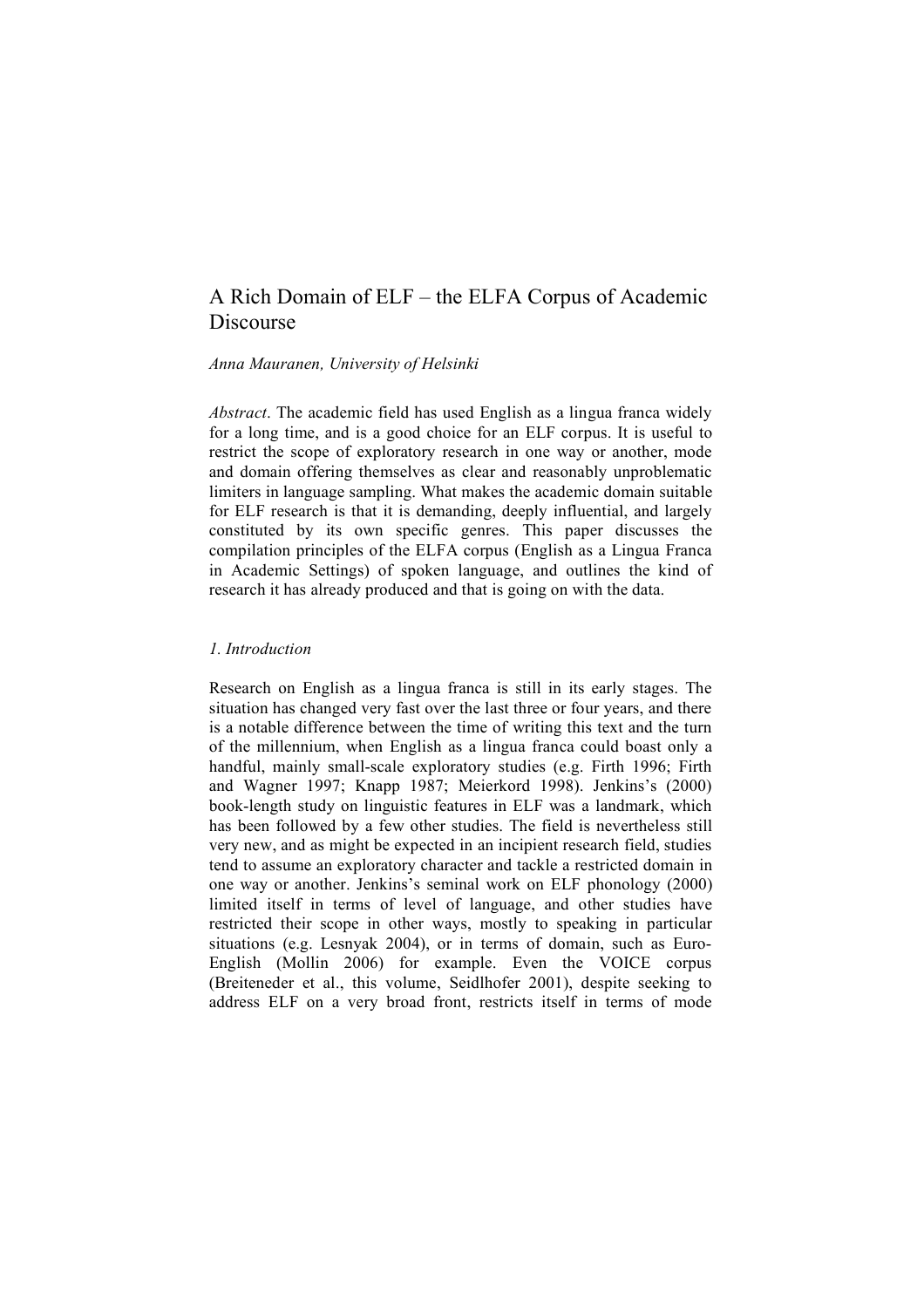# A Rich Domain of ELF – the ELFA Corpus of Academic Discourse

*Anna Mauranen, University of Helsinki*

*Abstract*. The academic field has used English as a lingua franca widely for a long time, and is a good choice for an ELF corpus. It is useful to restrict the scope of exploratory research in one way or another, mode and domain offering themselves as clear and reasonably unproblematic limiters in language sampling. What makes the academic domain suitable for ELF research is that it is demanding, deeply influential, and largely constituted by its own specific genres. This paper discusses the compilation principles of the ELFA corpus (English as a Lingua Franca in Academic Settings) of spoken language, and outlines the kind of research it has already produced and that is going on with the data.

## *1. Introduction*

Research on English as a lingua franca is still in its early stages. The situation has changed very fast over the last three or four years, and there is a notable difference between the time of writing this text and the turn of the millennium, when English as a lingua franca could boast only a handful, mainly small-scale exploratory studies (e.g. Firth 1996; Firth and Wagner 1997; Knapp 1987; Meierkord 1998). Jenkins's (2000) book-length study on linguistic features in ELF was a landmark, which has been followed by a few other studies. The field is nevertheless still very new, and as might be expected in an incipient research field, studies tend to assume an exploratory character and tackle a restricted domain in one way or another. Jenkins's seminal work on ELF phonology (2000) limited itself in terms of level of language, and other studies have restricted their scope in other ways, mostly to speaking in particular situations (e.g. Lesnyak 2004), or in terms of domain, such as Euro-English (Mollin 2006) for example. Even the VOICE corpus (Breiteneder et al., this volume, Seidlhofer 2001), despite seeking to address ELF on a very broad front, restricts itself in terms of mode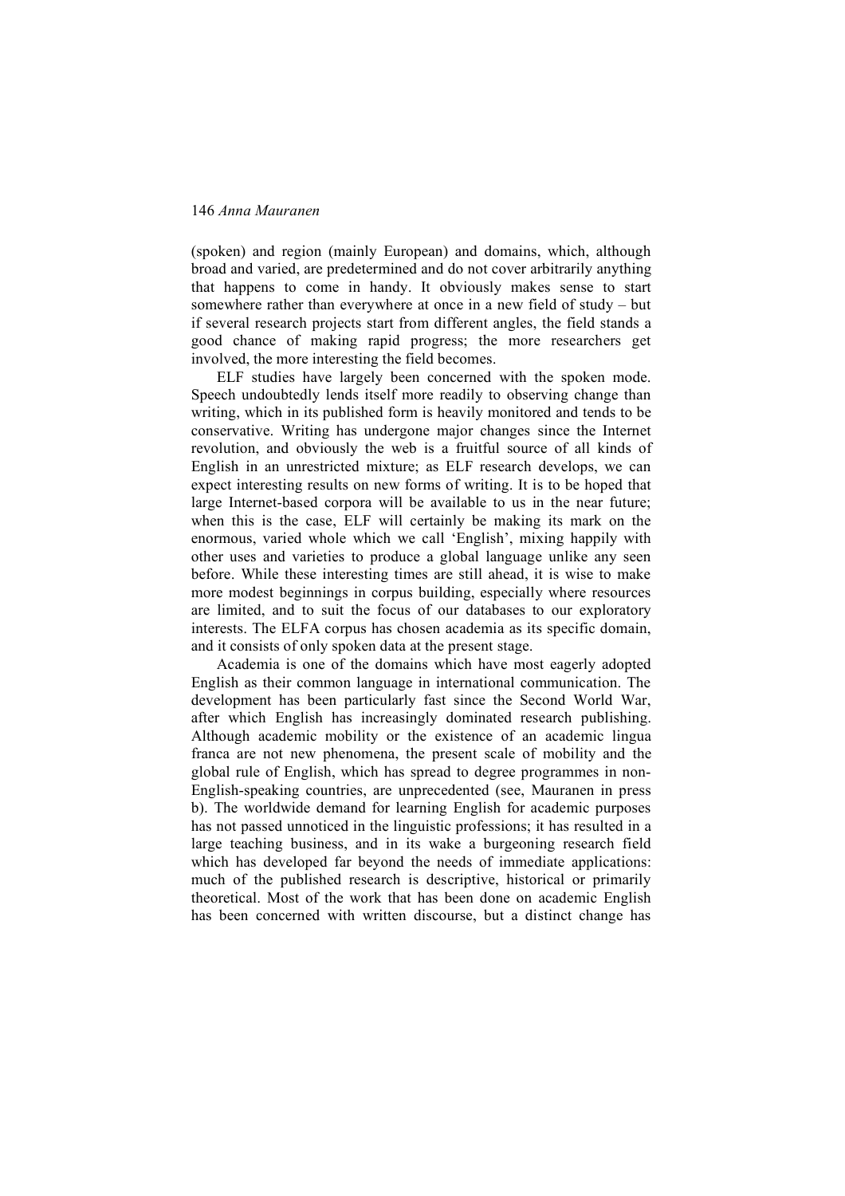(spoken) and region (mainly European) and domains, which, although broad and varied, are predetermined and do not cover arbitrarily anything that happens to come in handy. It obviously makes sense to start somewhere rather than everywhere at once in a new field of study – but if several research projects start from different angles, the field stands a good chance of making rapid progress; the more researchers get involved, the more interesting the field becomes.

ELF studies have largely been concerned with the spoken mode. Speech undoubtedly lends itself more readily to observing change than writing, which in its published form is heavily monitored and tends to be conservative. Writing has undergone major changes since the Internet revolution, and obviously the web is a fruitful source of all kinds of English in an unrestricted mixture; as ELF research develops, we can expect interesting results on new forms of writing. It is to be hoped that large Internet-based corpora will be available to us in the near future; when this is the case, ELF will certainly be making its mark on the enormous, varied whole which we call 'English', mixing happily with other uses and varieties to produce a global language unlike any seen before. While these interesting times are still ahead, it is wise to make more modest beginnings in corpus building, especially where resources are limited, and to suit the focus of our databases to our exploratory interests. The ELFA corpus has chosen academia as its specific domain, and it consists of only spoken data at the present stage.

Academia is one of the domains which have most eagerly adopted English as their common language in international communication. The development has been particularly fast since the Second World War, after which English has increasingly dominated research publishing. Although academic mobility or the existence of an academic lingua franca are not new phenomena, the present scale of mobility and the global rule of English, which has spread to degree programmes in non-English-speaking countries, are unprecedented (see, Mauranen in press b). The worldwide demand for learning English for academic purposes has not passed unnoticed in the linguistic professions; it has resulted in a large teaching business, and in its wake a burgeoning research field which has developed far beyond the needs of immediate applications: much of the published research is descriptive, historical or primarily theoretical. Most of the work that has been done on academic English has been concerned with written discourse, but a distinct change has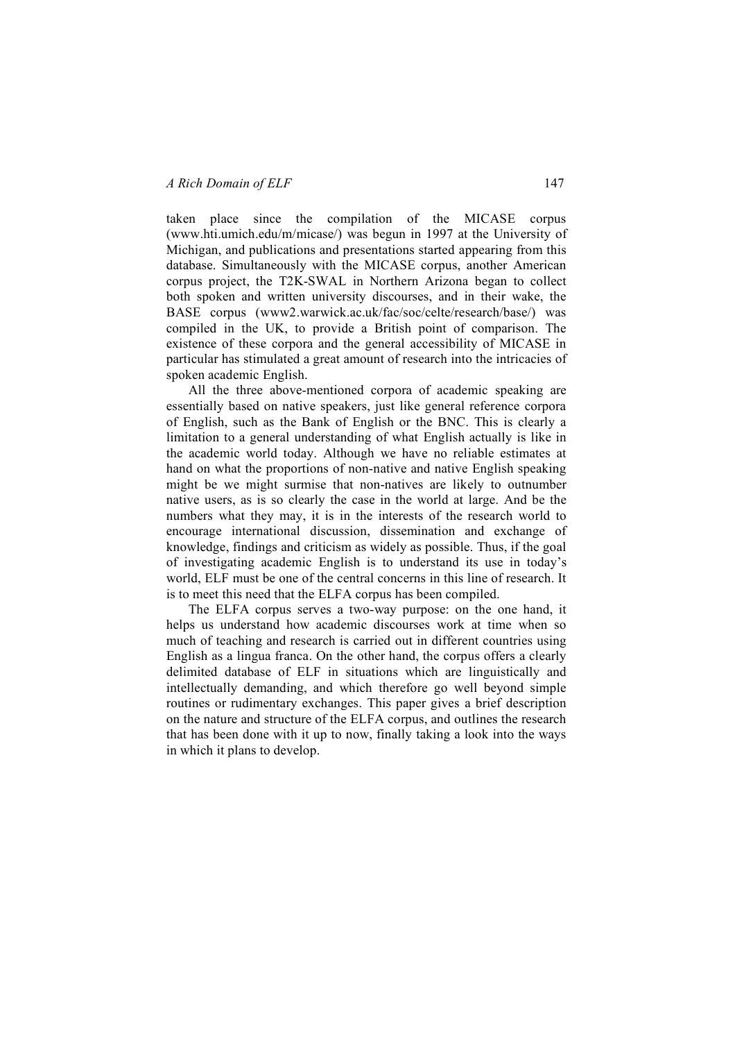taken place since the compilation of the MICASE corpus (www.hti.umich.edu/m/micase/) was begun in 1997 at the University of Michigan, and publications and presentations started appearing from this database. Simultaneously with the MICASE corpus, another American corpus project, the T2K-SWAL in Northern Arizona began to collect both spoken and written university discourses, and in their wake, the BASE corpus (www2.warwick.ac.uk/fac/soc/celte/research/base/) was compiled in the UK, to provide a British point of comparison. The existence of these corpora and the general accessibility of MICASE in particular has stimulated a great amount of research into the intricacies of spoken academic English.

All the three above-mentioned corpora of academic speaking are essentially based on native speakers, just like general reference corpora of English, such as the Bank of English or the BNC. This is clearly a limitation to a general understanding of what English actually is like in the academic world today. Although we have no reliable estimates at hand on what the proportions of non-native and native English speaking might be we might surmise that non-natives are likely to outnumber native users, as is so clearly the case in the world at large. And be the numbers what they may, it is in the interests of the research world to encourage international discussion, dissemination and exchange of knowledge, findings and criticism as widely as possible. Thus, if the goal of investigating academic English is to understand its use in today's world, ELF must be one of the central concerns in this line of research. It is to meet this need that the ELFA corpus has been compiled.

The ELFA corpus serves a two-way purpose: on the one hand, it helps us understand how academic discourses work at time when so much of teaching and research is carried out in different countries using English as a lingua franca. On the other hand, the corpus offers a clearly delimited database of ELF in situations which are linguistically and intellectually demanding, and which therefore go well beyond simple routines or rudimentary exchanges. This paper gives a brief description on the nature and structure of the ELFA corpus, and outlines the research that has been done with it up to now, finally taking a look into the ways in which it plans to develop.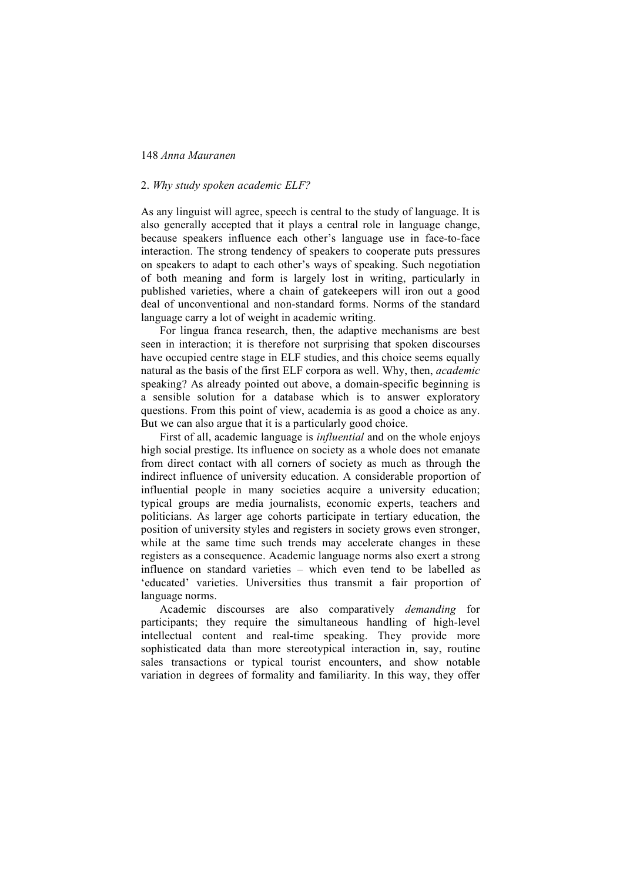## 2. *Why study spoken academic ELF?*

As any linguist will agree, speech is central to the study of language. It is also generally accepted that it plays a central role in language change, because speakers influence each other's language use in face-to-face interaction. The strong tendency of speakers to cooperate puts pressures on speakers to adapt to each other's ways of speaking. Such negotiation of both meaning and form is largely lost in writing, particularly in published varieties, where a chain of gatekeepers will iron out a good deal of unconventional and non-standard forms. Norms of the standard language carry a lot of weight in academic writing.

For lingua franca research, then, the adaptive mechanisms are best seen in interaction; it is therefore not surprising that spoken discourses have occupied centre stage in ELF studies, and this choice seems equally natural as the basis of the first ELF corpora as well. Why, then, *academic* speaking? As already pointed out above, a domain-specific beginning is a sensible solution for a database which is to answer exploratory questions. From this point of view, academia is as good a choice as any. But we can also argue that it is a particularly good choice.

First of all, academic language is *influential* and on the whole enjoys high social prestige. Its influence on society as a whole does not emanate from direct contact with all corners of society as much as through the indirect influence of university education. A considerable proportion of influential people in many societies acquire a university education; typical groups are media journalists, economic experts, teachers and politicians. As larger age cohorts participate in tertiary education, the position of university styles and registers in society grows even stronger, while at the same time such trends may accelerate changes in these registers as a consequence. Academic language norms also exert a strong influence on standard varieties – which even tend to be labelled as 'educated' varieties. Universities thus transmit a fair proportion of language norms.

Academic discourses are also comparatively *demanding* for participants; they require the simultaneous handling of high-level intellectual content and real-time speaking. They provide more sophisticated data than more stereotypical interaction in, say, routine sales transactions or typical tourist encounters, and show notable variation in degrees of formality and familiarity. In this way, they offer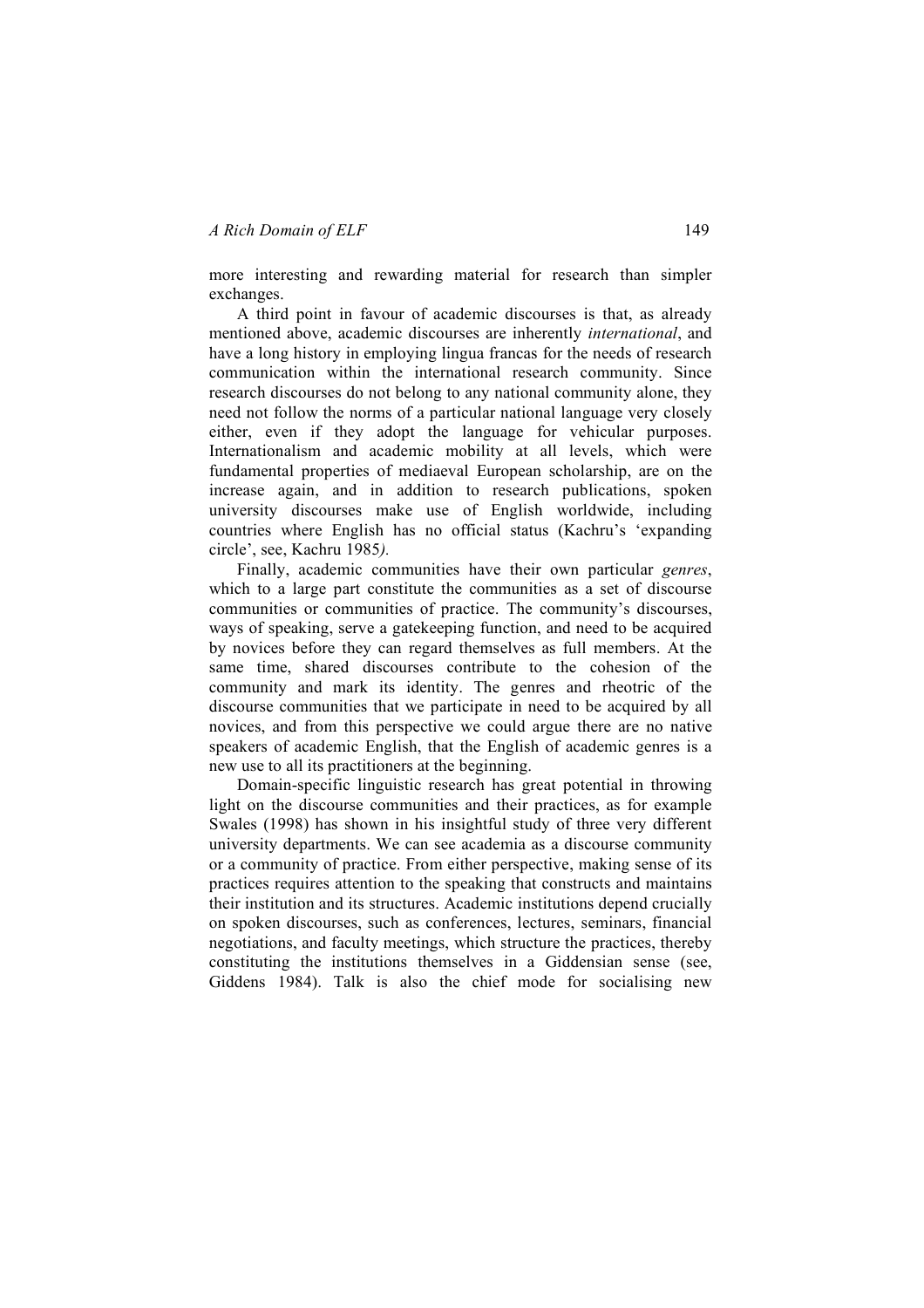more interesting and rewarding material for research than simpler exchanges.

A third point in favour of academic discourses is that, as already mentioned above, academic discourses are inherently *international*, and have a long history in employing lingua francas for the needs of research communication within the international research community. Since research discourses do not belong to any national community alone, they need not follow the norms of a particular national language very closely either, even if they adopt the language for vehicular purposes. Internationalism and academic mobility at all levels, which were fundamental properties of mediaeval European scholarship, are on the increase again, and in addition to research publications, spoken university discourses make use of English worldwide, including countries where English has no official status (Kachru's 'expanding circle', see, Kachru 1985*).*

Finally, academic communities have their own particular *genres*, which to a large part constitute the communities as a set of discourse communities or communities of practice. The community's discourses, ways of speaking, serve a gatekeeping function, and need to be acquired by novices before they can regard themselves as full members. At the same time, shared discourses contribute to the cohesion of the community and mark its identity. The genres and rheotric of the discourse communities that we participate in need to be acquired by all novices, and from this perspective we could argue there are no native speakers of academic English, that the English of academic genres is a new use to all its practitioners at the beginning.

Domain-specific linguistic research has great potential in throwing light on the discourse communities and their practices, as for example Swales (1998) has shown in his insightful study of three very different university departments. We can see academia as a discourse community or a community of practice. From either perspective, making sense of its practices requires attention to the speaking that constructs and maintains their institution and its structures. Academic institutions depend crucially on spoken discourses, such as conferences, lectures, seminars, financial negotiations, and faculty meetings, which structure the practices, thereby constituting the institutions themselves in a Giddensian sense (see, Giddens 1984). Talk is also the chief mode for socialising new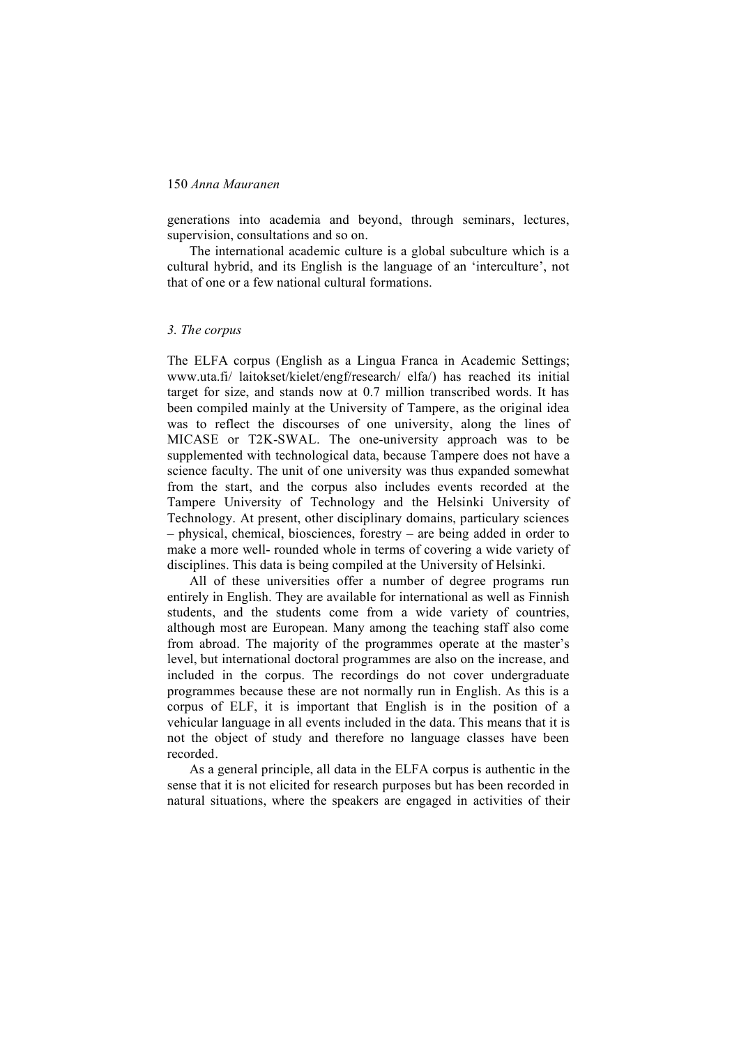generations into academia and beyond, through seminars, lectures, supervision, consultations and so on.

The international academic culture is a global subculture which is a cultural hybrid, and its English is the language of an 'interculture', not that of one or a few national cultural formations.

### *3. The corpus*

The ELFA corpus (English as a Lingua Franca in Academic Settings; www.uta.fi/ laitokset/kielet/engf/research/ elfa/) has reached its initial target for size, and stands now at 0.7 million transcribed words. It has been compiled mainly at the University of Tampere, as the original idea was to reflect the discourses of one university, along the lines of MICASE or T2K-SWAL. The one-university approach was to be supplemented with technological data, because Tampere does not have a science faculty. The unit of one university was thus expanded somewhat from the start, and the corpus also includes events recorded at the Tampere University of Technology and the Helsinki University of Technology. At present, other disciplinary domains, particulary sciences – physical, chemical, biosciences, forestry – are being added in order to make a more well- rounded whole in terms of covering a wide variety of disciplines. This data is being compiled at the University of Helsinki.

All of these universities offer a number of degree programs run entirely in English. They are available for international as well as Finnish students, and the students come from a wide variety of countries, although most are European. Many among the teaching staff also come from abroad. The majority of the programmes operate at the master's level, but international doctoral programmes are also on the increase, and included in the corpus. The recordings do not cover undergraduate programmes because these are not normally run in English. As this is a corpus of ELF, it is important that English is in the position of a vehicular language in all events included in the data. This means that it is not the object of study and therefore no language classes have been recorded.

As a general principle, all data in the ELFA corpus is authentic in the sense that it is not elicited for research purposes but has been recorded in natural situations, where the speakers are engaged in activities of their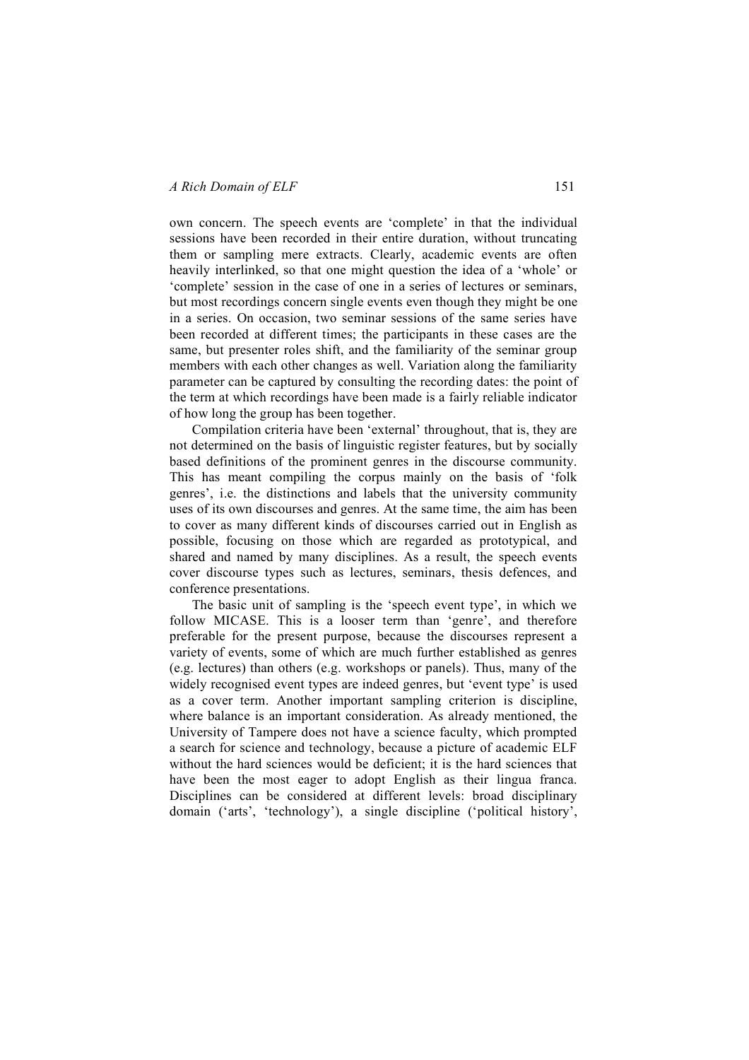own concern. The speech events are 'complete' in that the individual sessions have been recorded in their entire duration, without truncating them or sampling mere extracts. Clearly, academic events are often heavily interlinked, so that one might question the idea of a 'whole' or 'complete' session in the case of one in a series of lectures or seminars, but most recordings concern single events even though they might be one in a series. On occasion, two seminar sessions of the same series have been recorded at different times; the participants in these cases are the same, but presenter roles shift, and the familiarity of the seminar group members with each other changes as well. Variation along the familiarity parameter can be captured by consulting the recording dates: the point of the term at which recordings have been made is a fairly reliable indicator of how long the group has been together.

Compilation criteria have been 'external' throughout, that is, they are not determined on the basis of linguistic register features, but by socially based definitions of the prominent genres in the discourse community. This has meant compiling the corpus mainly on the basis of 'folk genres', i.e. the distinctions and labels that the university community uses of its own discourses and genres. At the same time, the aim has been to cover as many different kinds of discourses carried out in English as possible, focusing on those which are regarded as prototypical, and shared and named by many disciplines. As a result, the speech events cover discourse types such as lectures, seminars, thesis defences, and conference presentations.

The basic unit of sampling is the 'speech event type', in which we follow MICASE. This is a looser term than 'genre', and therefore preferable for the present purpose, because the discourses represent a variety of events, some of which are much further established as genres (e.g. lectures) than others (e.g. workshops or panels). Thus, many of the widely recognised event types are indeed genres, but 'event type' is used as a cover term. Another important sampling criterion is discipline, where balance is an important consideration. As already mentioned, the University of Tampere does not have a science faculty, which prompted a search for science and technology, because a picture of academic ELF without the hard sciences would be deficient; it is the hard sciences that have been the most eager to adopt English as their lingua franca. Disciplines can be considered at different levels: broad disciplinary domain ('arts', 'technology'), a single discipline ('political history',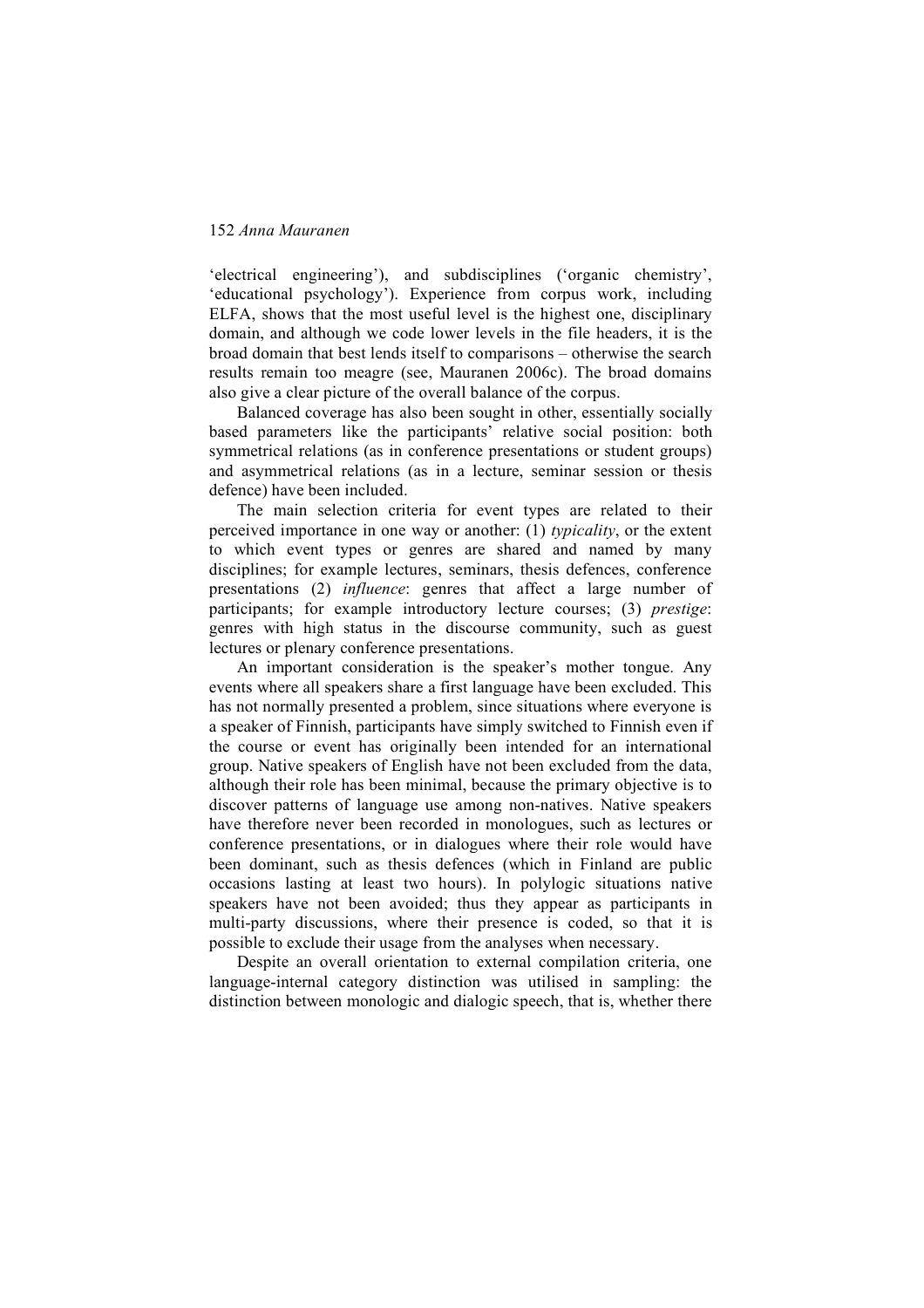'electrical engineering'), and subdisciplines ('organic chemistry', 'educational psychology'). Experience from corpus work, including ELFA, shows that the most useful level is the highest one, disciplinary domain, and although we code lower levels in the file headers, it is the broad domain that best lends itself to comparisons – otherwise the search results remain too meagre (see, Mauranen 2006c). The broad domains also give a clear picture of the overall balance of the corpus.

Balanced coverage has also been sought in other, essentially socially based parameters like the participants' relative social position: both symmetrical relations (as in conference presentations or student groups) and asymmetrical relations (as in a lecture, seminar session or thesis defence) have been included.

The main selection criteria for event types are related to their perceived importance in one way or another: (1) *typicality*, or the extent to which event types or genres are shared and named by many disciplines; for example lectures, seminars, thesis defences, conference presentations (2) *influence*: genres that affect a large number of participants; for example introductory lecture courses; (3) *prestige*: genres with high status in the discourse community, such as guest lectures or plenary conference presentations.

An important consideration is the speaker's mother tongue. Any events where all speakers share a first language have been excluded. This has not normally presented a problem, since situations where everyone is a speaker of Finnish, participants have simply switched to Finnish even if the course or event has originally been intended for an international group. Native speakers of English have not been excluded from the data, although their role has been minimal, because the primary objective is to discover patterns of language use among non-natives. Native speakers have therefore never been recorded in monologues, such as lectures or conference presentations, or in dialogues where their role would have been dominant, such as thesis defences (which in Finland are public occasions lasting at least two hours). In polylogic situations native speakers have not been avoided; thus they appear as participants in multi-party discussions, where their presence is coded, so that it is possible to exclude their usage from the analyses when necessary.

Despite an overall orientation to external compilation criteria, one language-internal category distinction was utilised in sampling: the distinction between monologic and dialogic speech, that is, whether there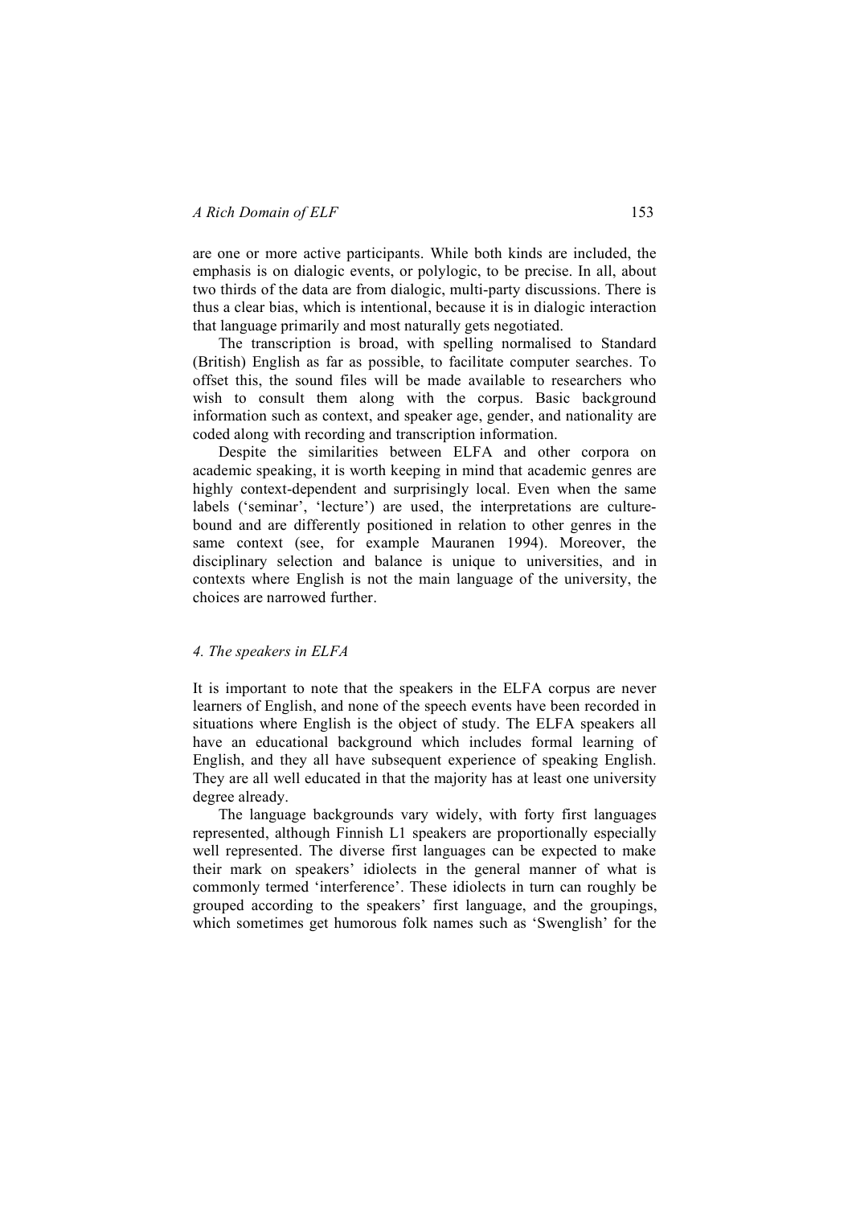are one or more active participants. While both kinds are included, the emphasis is on dialogic events, or polylogic, to be precise. In all, about two thirds of the data are from dialogic, multi-party discussions. There is thus a clear bias, which is intentional, because it is in dialogic interaction that language primarily and most naturally gets negotiated.

The transcription is broad, with spelling normalised to Standard (British) English as far as possible, to facilitate computer searches. To offset this, the sound files will be made available to researchers who wish to consult them along with the corpus. Basic background information such as context, and speaker age, gender, and nationality are coded along with recording and transcription information.

Despite the similarities between ELFA and other corpora on academic speaking, it is worth keeping in mind that academic genres are highly context-dependent and surprisingly local. Even when the same labels ('seminar', 'lecture') are used, the interpretations are culture-bound and are differently positioned in relation to other genres in the same context (see, for example Mauranen 1994). Moreover, the disciplinary selection and balance is unique to universities, and in contexts where English is not the main language of the university, the choices are narrowed further.

## *4. The speakers in ELFA*

It is important to note that the speakers in the ELFA corpus are never learners of English, and none of the speech events have been recorded in situations where English is the object of study. The ELFA speakers all have an educational background which includes formal learning of English, and they all have subsequent experience of speaking English. They are all well educated in that the majority has at least one university degree already.

The language backgrounds vary widely, with forty first languages represented, although Finnish L1 speakers are proportionally especially well represented. The diverse first languages can be expected to make their mark on speakers' idiolects in the general manner of what is commonly termed 'interference'. These idiolects in turn can roughly be grouped according to the speakers' first language, and the groupings, which sometimes get humorous folk names such as 'Swenglish' for the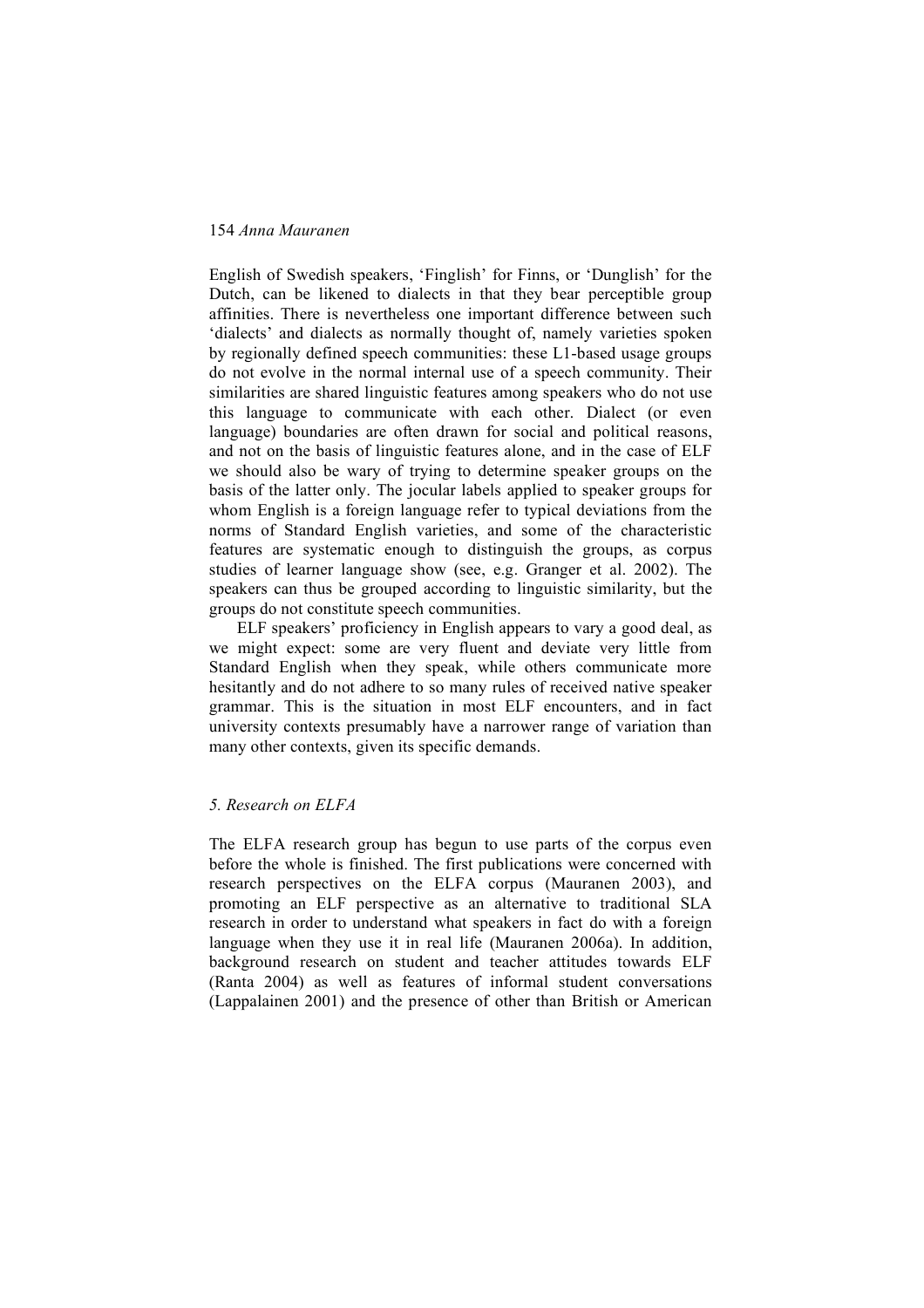English of Swedish speakers, 'Finglish' for Finns, or 'Dunglish' for the Dutch, can be likened to dialects in that they bear perceptible group affinities. There is nevertheless one important difference between such 'dialects' and dialects as normally thought of, namely varieties spoken by regionally defined speech communities: these L1-based usage groups do not evolve in the normal internal use of a speech community. Their similarities are shared linguistic features among speakers who do not use this language to communicate with each other. Dialect (or even language) boundaries are often drawn for social and political reasons, and not on the basis of linguistic features alone, and in the case of ELF we should also be wary of trying to determine speaker groups on the basis of the latter only. The jocular labels applied to speaker groups for whom English is a foreign language refer to typical deviations from the norms of Standard English varieties, and some of the characteristic features are systematic enough to distinguish the groups, as corpus studies of learner language show (see, e.g. Granger et al. 2002). The speakers can thus be grouped according to linguistic similarity, but the groups do not constitute speech communities.

ELF speakers' proficiency in English appears to vary a good deal, as we might expect: some are very fluent and deviate very little from Standard English when they speak, while others communicate more hesitantly and do not adhere to so many rules of received native speaker grammar. This is the situation in most ELF encounters, and in fact university contexts presumably have a narrower range of variation than many other contexts, given its specific demands.

## *5. Research on ELFA*

The ELFA research group has begun to use parts of the corpus even before the whole is finished. The first publications were concerned with research perspectives on the ELFA corpus (Mauranen 2003), and promoting an ELF perspective as an alternative to traditional SLA research in order to understand what speakers in fact do with a foreign language when they use it in real life (Mauranen 2006a). In addition, background research on student and teacher attitudes towards ELF (Ranta 2004) as well as features of informal student conversations (Lappalainen 2001) and the presence of other than British or American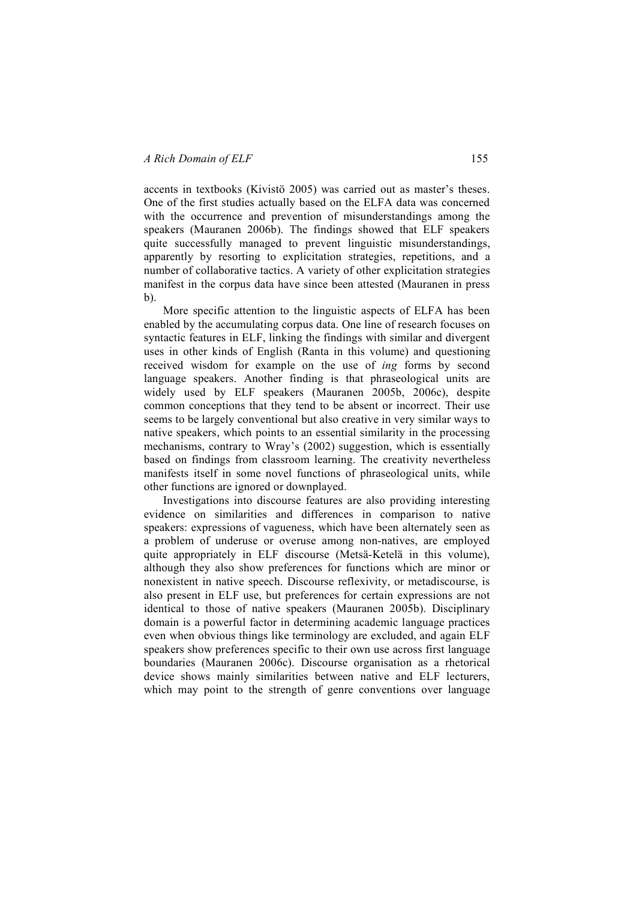accents in textbooks (Kivistö 2005) was carried out as master's theses. One of the first studies actually based on the ELFA data was concerned with the occurrence and prevention of misunderstandings among the speakers (Mauranen 2006b). The findings showed that ELF speakers quite successfully managed to prevent linguistic misunderstandings, apparently by resorting to explicitation strategies, repetitions, and a number of collaborative tactics. A variety of other explicitation strategies manifest in the corpus data have since been attested (Mauranen in press b).

More specific attention to the linguistic aspects of ELFA has been enabled by the accumulating corpus data. One line of research focuses on syntactic features in ELF, linking the findings with similar and divergent uses in other kinds of English (Ranta in this volume) and questioning received wisdom for example on the use of *ing* forms by second language speakers. Another finding is that phraseological units are widely used by ELF speakers (Mauranen 2005b, 2006c), despite common conceptions that they tend to be absent or incorrect. Their use seems to be largely conventional but also creative in very similar ways to native speakers, which points to an essential similarity in the processing mechanisms, contrary to Wray's (2002) suggestion, which is essentially based on findings from classroom learning. The creativity nevertheless manifests itself in some novel functions of phraseological units, while other functions are ignored or downplayed.

Investigations into discourse features are also providing interesting evidence on similarities and differences in comparison to native speakers: expressions of vagueness, which have been alternately seen as a problem of underuse or overuse among non-natives, are employed quite appropriately in ELF discourse (Metsä-Ketelä in this volume), although they also show preferences for functions which are minor or nonexistent in native speech. Discourse reflexivity, or metadiscourse, is also present in ELF use, but preferences for certain expressions are not identical to those of native speakers (Mauranen 2005b). Disciplinary domain is a powerful factor in determining academic language practices even when obvious things like terminology are excluded, and again ELF speakers show preferences specific to their own use across first language boundaries (Mauranen 2006c). Discourse organisation as a rhetorical device shows mainly similarities between native and ELF lecturers, which may point to the strength of genre conventions over language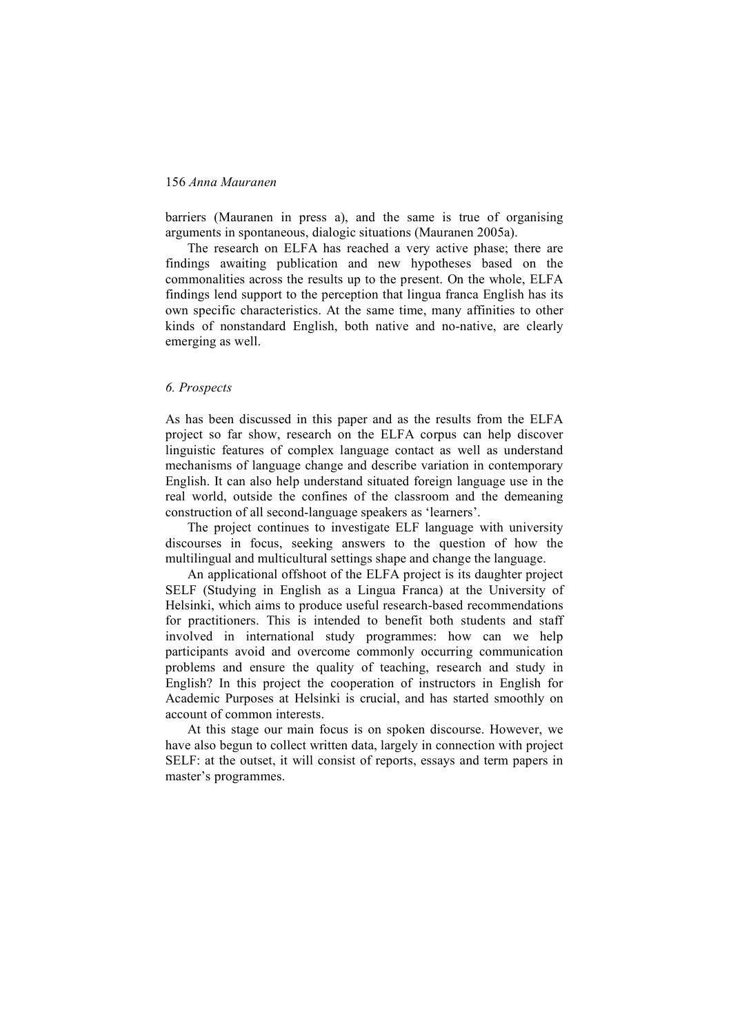barriers (Mauranen in press a), and the same is true of organising arguments in spontaneous, dialogic situations (Mauranen 2005a).

The research on ELFA has reached a very active phase; there are findings awaiting publication and new hypotheses based on the commonalities across the results up to the present. On the whole, ELFA findings lend support to the perception that lingua franca English has its own specific characteristics. At the same time, many affinities to other kinds of nonstandard English, both native and no-native, are clearly emerging as well.

## *6. Prospects*

As has been discussed in this paper and as the results from the ELFA project so far show, research on the ELFA corpus can help discover linguistic features of complex language contact as well as understand mechanisms of language change and describe variation in contemporary English. It can also help understand situated foreign language use in the real world, outside the confines of the classroom and the demeaning construction of all second-language speakers as 'learners'.

The project continues to investigate ELF language with university discourses in focus, seeking answers to the question of how the multilingual and multicultural settings shape and change the language.

An applicational offshoot of the ELFA project is its daughter project SELF (Studying in English as a Lingua Franca) at the University of Helsinki, which aims to produce useful research-based recommendations for practitioners. This is intended to benefit both students and staff involved in international study programmes: how can we help participants avoid and overcome commonly occurring communication problems and ensure the quality of teaching, research and study in English? In this project the cooperation of instructors in English for Academic Purposes at Helsinki is crucial, and has started smoothly on account of common interests.

At this stage our main focus is on spoken discourse. However, we have also begun to collect written data, largely in connection with project SELF: at the outset, it will consist of reports, essays and term papers in master's programmes.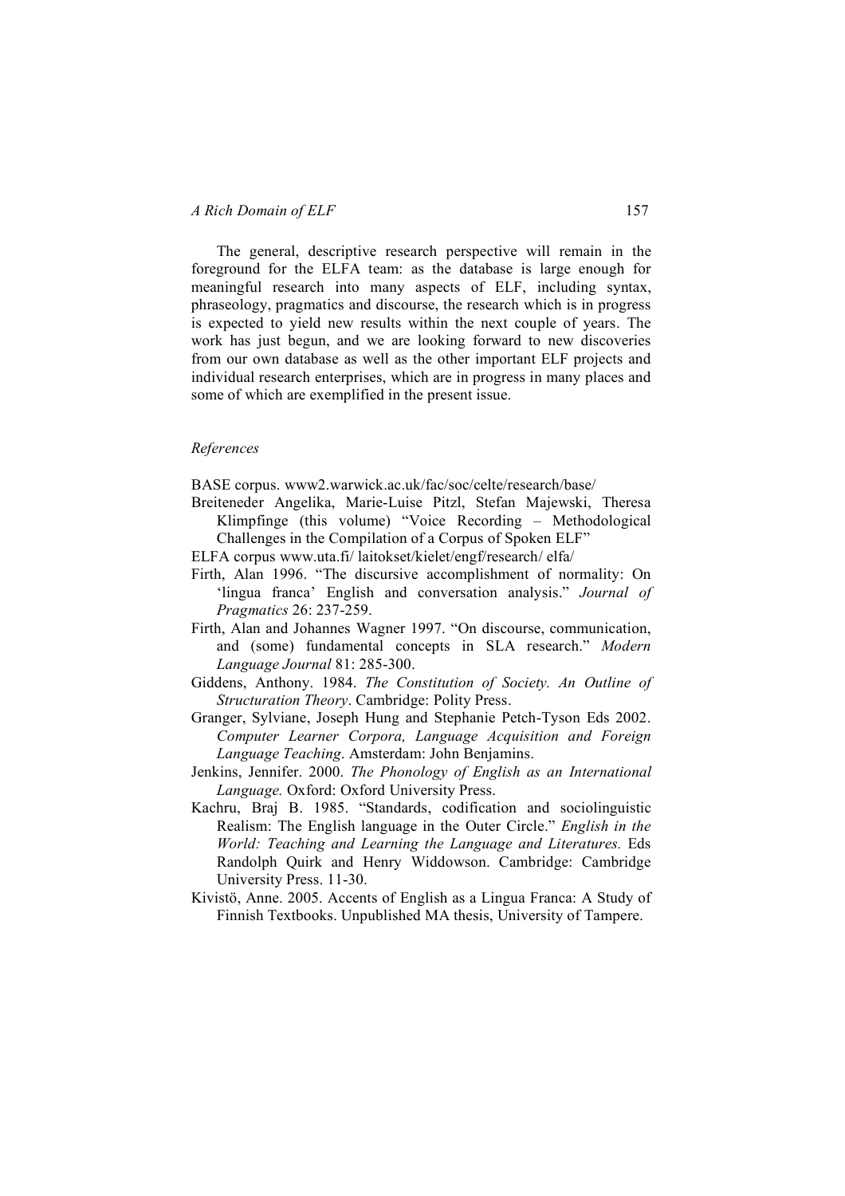The general, descriptive research perspective will remain in the foreground for the ELFA team: as the database is large enough for meaningful research into many aspects of ELF, including syntax, phraseology, pragmatics and discourse, the research which is in progress is expected to yield new results within the next couple of years. The work has just begun, and we are looking forward to new discoveries from our own database as well as the other important ELF projects and individual research enterprises, which are in progress in many places and some of which are exemplified in the present issue.

*References*

BASE corpus. www2.warwick.ac.uk/fac/soc/celte/research/base/

Breiteneder Angelika, Marie-Luise Pitzl, Stefan Majewski, Theresa Klimpfinge (this volume) "Voice Recording – Methodological Challenges in the Compilation of a Corpus of Spoken ELF"

ELFA corpus www.uta.fi/ laitokset/kielet/engf/research/ elfa/

Firth, Alan 1996. "The discursive accomplishment of normality: On 'lingua franca' English and conversation analysis." *Journal of Pragmatics* 26: 237-259.

Firth, Alan and Johannes Wagner 1997. "On discourse, communication, and (some) fundamental concepts in SLA research." *Modern Language Journal* 81: 285-300.

Giddens, Anthony. 1984. *The Constitution of Society. An Outline of Structuration Theory*. Cambridge: Polity Press.

Granger, Sylviane, Joseph Hung and Stephanie Petch-Tyson Eds 2002. *Computer Learner Corpora, Language Acquisition and Foreign Language Teaching*. Amsterdam: John Benjamins.

Jenkins, Jennifer. 2000. *The Phonology of English as an International Language.* Oxford: Oxford University Press.

Kachru, Braj B. 1985. "Standards, codification and sociolinguistic Realism: The English language in the Outer Circle." *English in the World: Teaching and Learning the Language and Literatures.* Eds Randolph Quirk and Henry Widdowson. Cambridge: Cambridge University Press. 11-30.

Kivistö, Anne. 2005. Accents of English as a Lingua Franca: A Study of Finnish Textbooks. Unpublished MA thesis, University of Tampere.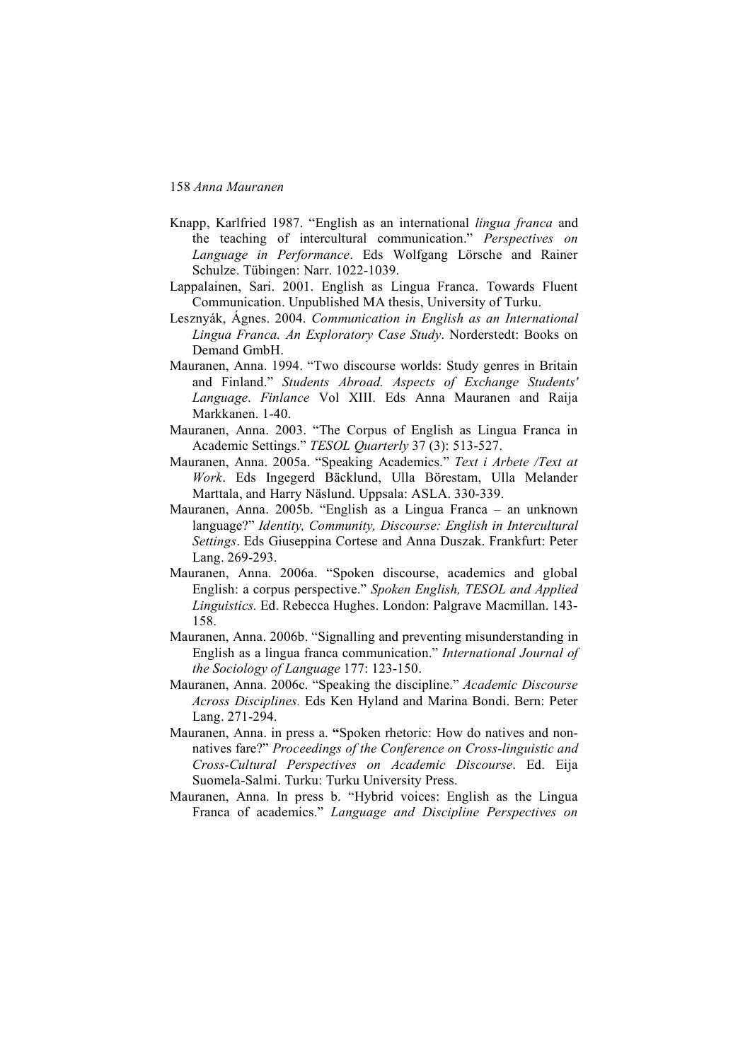Knapp, Karlfried 1987. "English as an international *lingua franca* and the teaching of intercultural communication." *Perspectives on Language in Performance*. Eds Wolfgang Lörsche and Rainer Schulze. Tübingen: Narr. 1022-1039.

Lappalainen, Sari. 2001. English as Lingua Franca. Towards Fluent Communication. Unpublished MA thesis, University of Turku.

Lesznyák, Ágnes. 2004. *Communication in English as an International Lingua Franca. An Exploratory Case Study*. Norderstedt: Books on Demand GmbH.

Mauranen, Anna. 1994. "Two discourse worlds: Study genres in Britain and Finland." *Students Abroad. Aspects of Exchange Students' Language*. *Finlance* Vol XIII. Eds Anna Mauranen and Raija Markkanen. 1-40.

Mauranen, Anna. 2003. "The Corpus of English as Lingua Franca in Academic Settings." *TESOL Quarterly* 37 (3): 513-527.

Mauranen, Anna. 2005a. "Speaking Academics." *Text i Arbete /Text at Work*. Eds Ingegerd Bäcklund, Ulla Börestam, Ulla Melander Marttala, and Harry Näslund. Uppsala: ASLA. 330-339.

Mauranen, Anna. 2005b. "English as a Lingua Franca – an unknown language?" *Identity, Community, Discourse: English in Intercultural Settings*. Eds Giuseppina Cortese and Anna Duszak. Frankfurt: Peter Lang. 269-293.

Mauranen, Anna. 2006a. "Spoken discourse, academics and global English: a corpus perspective." *Spoken English, TESOL and Applied Linguistics.* Ed. Rebecca Hughes. London: Palgrave Macmillan. 143-158.

Mauranen, Anna. 2006b. "Signalling and preventing misunderstanding in English as a lingua franca communication." *International Journal of the Sociology of Language* 177: 123-150.

Mauranen, Anna. 2006c. "Speaking the discipline." *Academic Discourse Across Disciplines.* Eds Ken Hyland and Marina Bondi. Bern: Peter Lang. 271-294.

Mauranen, Anna. in press a. **"**Spoken rhetoric: How do natives and non-natives fare?" *Proceedings of the Conference on Cross-linguistic and Cross-Cultural Perspectives on Academic Discourse*. Ed. Eija Suomela-Salmi. Turku: Turku University Press.

Mauranen, Anna. In press b. "Hybrid voices: English as the Lingua Franca of academics." *Language and Discipline Perspectives on*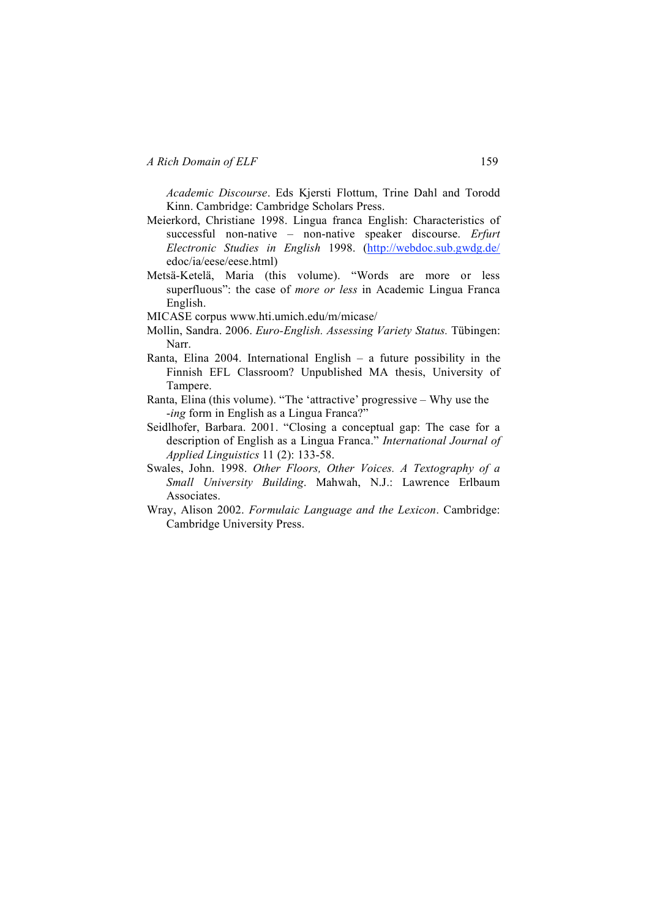*Academic Discourse*. Eds Kjersti Flottum, Trine Dahl and Torodd Kinn. Cambridge: Cambridge Scholars Press.

Meierkord, Christiane 1998. Lingua franca English: Characteristics of successful non-native – non-native speaker discourse. *Erfurt Electronic Studies in English* 1998. (http://webdoc.sub.gwdg.de/edoc/ia/eese/eese.html)

Metsä-Ketelä, Maria (this volume). "Words are more or less superfluous": the case of *more or less* in Academic Lingua Franca English.

MICASE corpus www.hti.umich.edu/m/micase/

Mollin, Sandra. 2006. *Euro-English. Assessing Variety Status.* Tübingen: Narr.

Ranta, Elina 2004. International English – a future possibility in the Finnish EFL Classroom? Unpublished MA thesis, University of Tampere.

Ranta, Elina (this volume). "The 'attractive' progressive – Why use the -*ing* form in English as a Lingua Franca?"

Seidlhofer, Barbara. 2001. "Closing a conceptual gap: The case for a description of English as a Lingua Franca." *International Journal of Applied Linguistics* 11 (2): 133-58.

Swales, John. 1998. *Other Floors, Other Voices. A Textography of a Small University Building.* Mahwah, N.J.: Lawrence Erlbaum Associates.

Wray, Alison 2002. *Formulaic Language and the Lexicon*. Cambridge: Cambridge University Press.